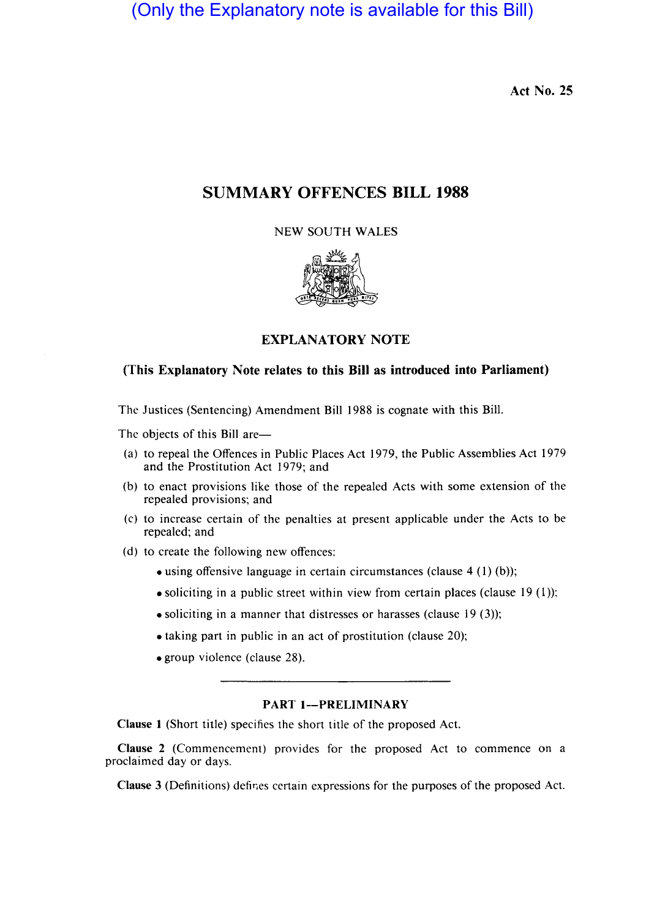(Only the Explanatory note is available for this Bill)

Act No. 25

# SUMMARY OFFENCES BILL 1988

NEW SOUTH WALES

## EXPLANATORY NOTE

**(This Explanatory Note relates to this Bill as introduced into Parliament)**

The Justices (Sentencing) Amendment Bill 1988 is cognate with this Bill.

The objects of this Bill are—

(a) to repeal the Offences in Public Places Act 1979, the Public Assemblies Act 1979 and the Prostitution Act 1979; and

(b) to enact provisions like those of the repealed Acts with some extension of the repealed provisions; and

(c) to increase certain of the penalties at present applicable under the Acts to be repealed; and

(d) to create the following new offences:

- using offensive language in certain circumstances (clause 4 (1) (b));
- soliciting in a public street within view from certain places (clause 19 (1));
- soliciting in a manner that distresses or harasses (clause 19 (3));
- taking part in public in an act of prostitution (clause 20);
- group violence (clause 28).

---

### PART 1—PRELIMINARY

**Clause 1** (Short title) specifies the short title of the proposed Act.

**Clause 2** (Commencement) provides for the proposed Act to commence on a proclaimed day or days.

**Clause 3** (Definitions) defines certain expressions for the purposes of the proposed Act.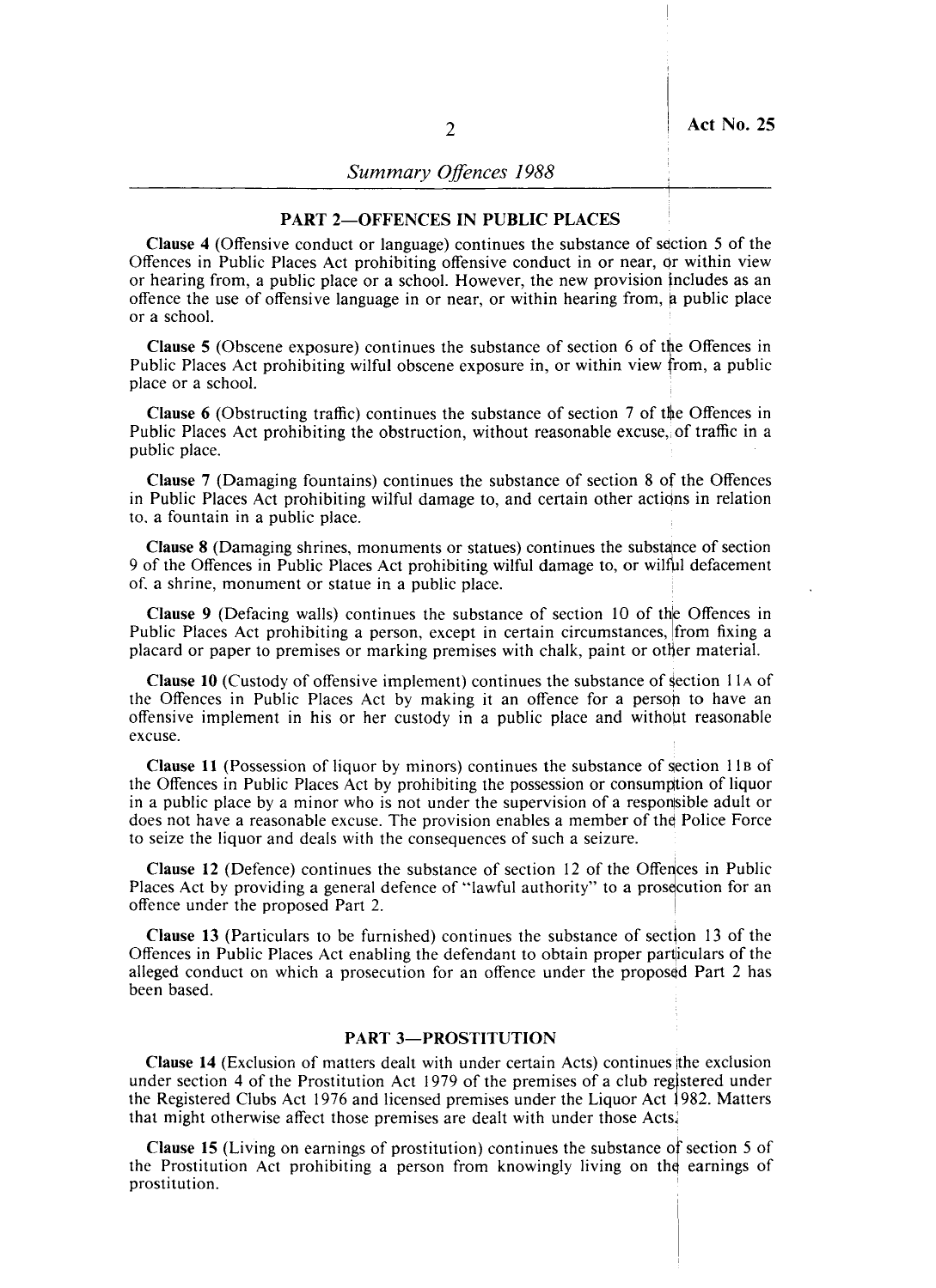## PART 2—OFFENCES IN PUBLIC PLACES

**Clause 4** (Offensive conduct or language) continues the substance of section 5 of the Offences in Public Places Act prohibiting offensive conduct in or near, or within view or hearing from, a public place or a school. However, the new provision includes as an offence the use of offensive language in or near, or within hearing from, a public place or a school.

**Clause 5** (Obscene exposure) continues the substance of section 6 of the Offences in Public Places Act prohibiting wilful obscene exposure in, or within view from, a public place or a school.

**Clause 6** (Obstructing traffic) continues the substance of section 7 of the Offences in Public Places Act prohibiting the obstruction, without reasonable excuse, of traffic in a public place.

**Clause 7** (Damaging fountains) continues the substance of section 8 of the Offences in Public Places Act prohibiting wilful damage to, and certain other actions in relation to, a fountain in a public place.

**Clause 8** (Damaging shrines, monuments or statues) continues the substance of section 9 of the Offences in Public Places Act prohibiting wilful damage to, or wilful defacement of, a shrine, monument or statue in a public place.

**Clause 9** (Defacing walls) continues the substance of section 10 of the Offences in Public Places Act prohibiting a person, except in certain circumstances, from fixing a placard or paper to premises or marking premises with chalk, paint or other material.

**Clause 10** (Custody of offensive implement) continues the substance of section 11A of the Offences in Public Places Act by making it an offence for a person to have an offensive implement in his or her custody in a public place and without reasonable excuse.

**Clause 11** (Possession of liquor by minors) continues the substance of section 11B of the Offences in Public Places Act by prohibiting the possession or consumption of liquor in a public place by a minor who is not under the supervision of a responsible adult or does not have a reasonable excuse. The provision enables a member of the Police Force to seize the liquor and deals with the consequences of such a seizure.

**Clause 12** (Defence) continues the substance of section 12 of the Offences in Public Places Act by providing a general defence of "lawful authority" to a prosecution for an offence under the proposed Part 2.

**Clause 13** (Particulars to be furnished) continues the substance of section 13 of the Offences in Public Places Act enabling the defendant to obtain proper particulars of the alleged conduct on which a prosecution for an offence under the proposed Part 2 has been based.

## PART 3—PROSTITUTION

**Clause 14** (Exclusion of matters dealt with under certain Acts) continues the exclusion under section 4 of the Prostitution Act 1979 of the premises of a club registered under the Registered Clubs Act 1976 and licensed premises under the Liquor Act 1982. Matters that might otherwise affect those premises are dealt with under those Acts.

**Clause 15** (Living on earnings of prostitution) continues the substance of section 5 of the Prostitution Act prohibiting a person from knowingly living on the earnings of prostitution.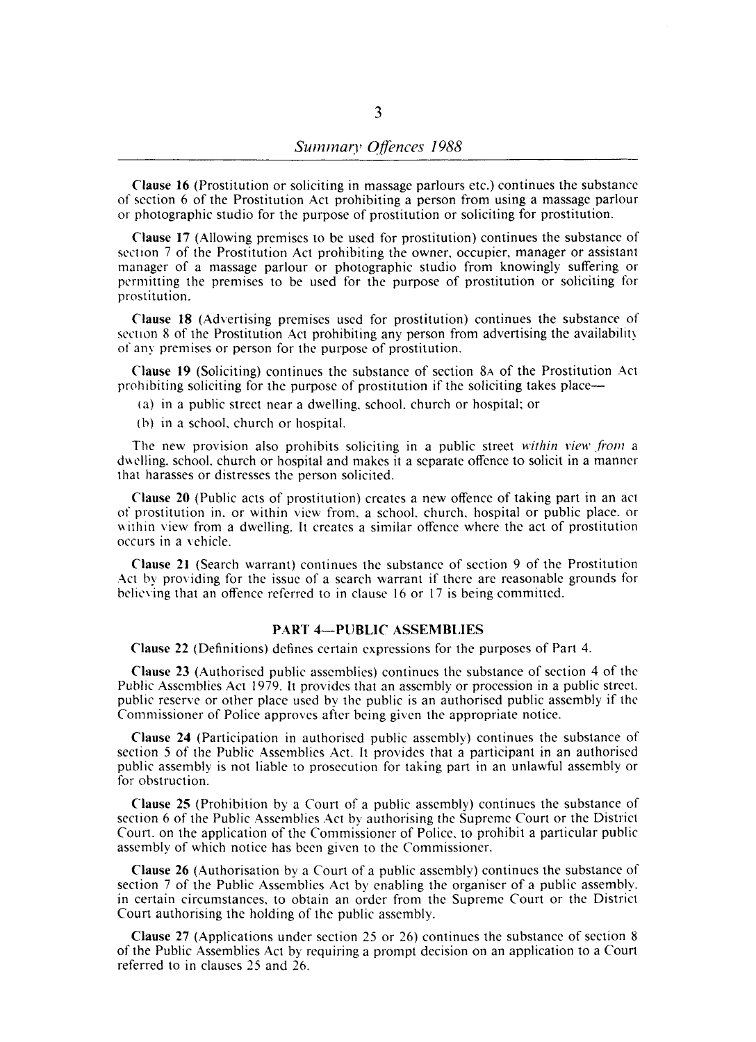**Clause 16** (Prostitution or soliciting in massage parlours etc.) continues the substance of section 6 of the Prostitution Act prohibiting a person from using a massage parlour or photographic studio for the purpose of prostitution or soliciting for prostitution.

**Clause 17** (Allowing premises to be used for prostitution) continues the substance of section 7 of the Prostitution Act prohibiting the owner, occupier, manager or assistant manager of a massage parlour or photographic studio from knowingly suffering or permitting the premises to be used for the purpose of prostitution or soliciting for prostitution.

**Clause 18** (Advertising premises used for prostitution) continues the substance of section 8 of the Prostitution Act prohibiting any person from advertising the availability of any premises or person for the purpose of prostitution.

**Clause 19** (Soliciting) continues the substance of section 8A of the Prostitution Act prohibiting soliciting for the purpose of prostitution if the soliciting takes place—

(a) in a public street near a dwelling, school, church or hospital; or

(b) in a school, church or hospital.

The new provision also prohibits soliciting in a public street *within view from* a dwelling, school, church or hospital and makes it a separate offence to solicit in a manner that harasses or distresses the person solicited.

**Clause 20** (Public acts of prostitution) creates a new offence of taking part in an act of prostitution in, or within view from, a school, church, hospital or public place, or within view from a dwelling. It creates a similar offence where the act of prostitution occurs in a vehicle.

**Clause 21** (Search warrant) continues the substance of section 9 of the Prostitution Act by providing for the issue of a search warrant if there are reasonable grounds for believing that an offence referred to in clause 16 or 17 is being committed.

## PART 4—PUBLIC ASSEMBLIES

**Clause 22** (Definitions) defines certain expressions for the purposes of Part 4.

**Clause 23** (Authorised public assemblies) continues the substance of section 4 of the Public Assemblies Act 1979. It provides that an assembly or procession in a public street, public reserve or other place used by the public is an authorised public assembly if the Commissioner of Police approves after being given the appropriate notice.

**Clause 24** (Participation in authorised public assembly) continues the substance of section 5 of the Public Assemblies Act. It provides that a participant in an authorised public assembly is not liable to prosecution for taking part in an unlawful assembly or for obstruction.

**Clause 25** (Prohibition by a Court of a public assembly) continues the substance of section 6 of the Public Assemblies Act by authorising the Supreme Court or the District Court, on the application of the Commissioner of Police, to prohibit a particular public assembly of which notice has been given to the Commissioner.

**Clause 26** (Authorisation by a Court of a public assembly) continues the substance of section 7 of the Public Assemblies Act by enabling the organiser of a public assembly, in certain circumstances, to obtain an order from the Supreme Court or the District Court authorising the holding of the public assembly.

**Clause 27** (Applications under section 25 or 26) continues the substance of section 8 of the Public Assemblies Act by requiring a prompt decision on an application to a Court referred to in clauses 25 and 26.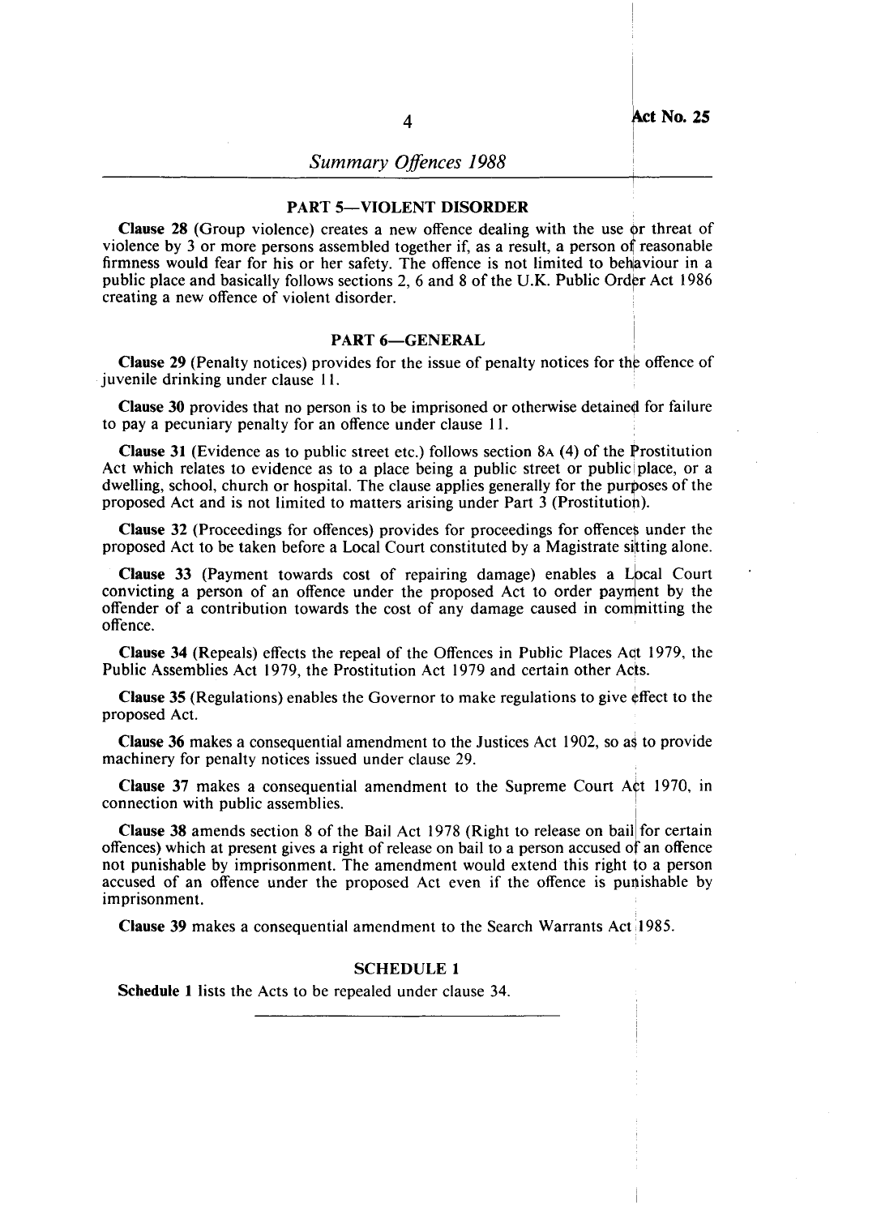## PART 5—VIOLENT DISORDER

**Clause 28** (Group violence) creates a new offence dealing with the use or threat of violence by 3 or more persons assembled together if, as a result, a person of reasonable firmness would fear for his or her safety. The offence is not limited to behaviour in a public place and basically follows sections 2, 6 and 8 of the U.K. Public Order Act 1986 creating a new offence of violent disorder.

## PART 6—GENERAL

**Clause 29** (Penalty notices) provides for the issue of penalty notices for the offence of juvenile drinking under clause 11.

**Clause 30** provides that no person is to be imprisoned or otherwise detained for failure to pay a pecuniary penalty for an offence under clause 11.

**Clause 31** (Evidence as to public street etc.) follows section 8A (4) of the Prostitution Act which relates to evidence as to a place being a public street or public place, or a dwelling, school, church or hospital. The clause applies generally for the purposes of the proposed Act and is not limited to matters arising under Part 3 (Prostitution).

**Clause 32** (Proceedings for offences) provides for proceedings for offences under the proposed Act to be taken before a Local Court constituted by a Magistrate sitting alone.

**Clause 33** (Payment towards cost of repairing damage) enables a Local Court convicting a person of an offence under the proposed Act to order payment by the offender of a contribution towards the cost of any damage caused in committing the offence.

**Clause 34** (Repeals) effects the repeal of the Offences in Public Places Act 1979, the Public Assemblies Act 1979, the Prostitution Act 1979 and certain other Acts.

**Clause 35** (Regulations) enables the Governor to make regulations to give effect to the proposed Act.

**Clause 36** makes a consequential amendment to the Justices Act 1902, so as to provide machinery for penalty notices issued under clause 29.

**Clause 37** makes a consequential amendment to the Supreme Court Act 1970, in connection with public assemblies.

**Clause 38** amends section 8 of the Bail Act 1978 (Right to release on bail for certain offences) which at present gives a right of release on bail to a person accused of an offence not punishable by imprisonment. The amendment would extend this right to a person accused of an offence under the proposed Act even if the offence is punishable by imprisonment.

**Clause 39** makes a consequential amendment to the Search Warrants Act 1985.

## SCHEDULE 1

**Schedule 1** lists the Acts to be repealed under clause 34.